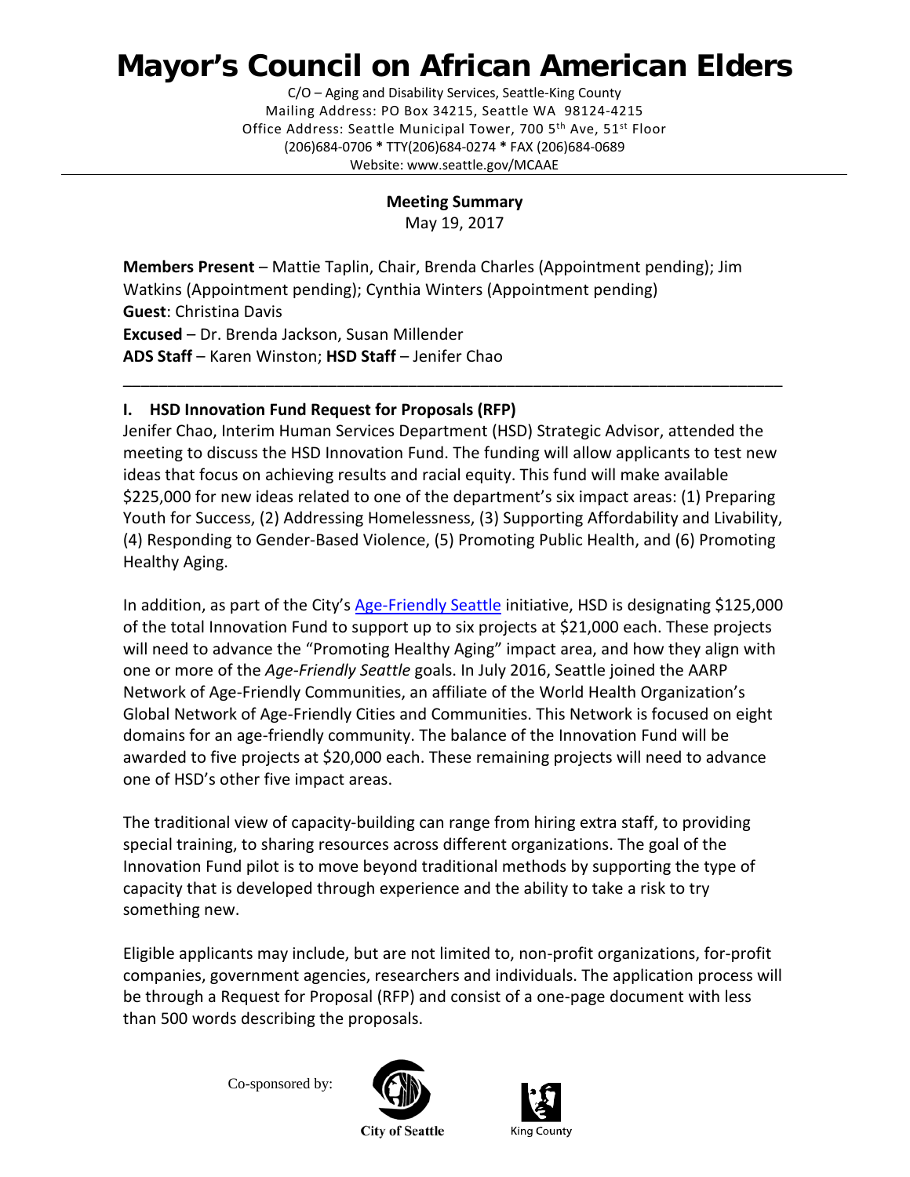# Mayor's Council on African American Elders

C/O – Aging and Disability Services, Seattle-King County
Mailing Address: PO Box 34215, Seattle WA 98124-4215
Office Address: Seattle Municipal Tower, 700 5th Ave, 51st Floor
(206)684-0706 * TTY(206)684-0274 * FAX (206)684-0689
Website: www.seattle.gov/MCAAE

---

**Meeting Summary**
May 19, 2017

**Members Present** – Mattie Taplin, Chair, Brenda Charles (Appointment pending); Jim Watkins (Appointment pending); Cynthia Winters (Appointment pending)
**Guest**: Christina Davis
**Excused** – Dr. Brenda Jackson, Susan Millender
**ADS Staff** – Karen Winston; **HSD Staff** – Jenifer Chao

---

## I. HSD Innovation Fund Request for Proposals (RFP)

Jenifer Chao, Interim Human Services Department (HSD) Strategic Advisor, attended the meeting to discuss the HSD Innovation Fund. The funding will allow applicants to test new ideas that focus on achieving results and racial equity. This fund will make available $225,000 for new ideas related to one of the department's six impact areas: (1) Preparing Youth for Success, (2) Addressing Homelessness, (3) Supporting Affordability and Livability, (4) Responding to Gender-Based Violence, (5) Promoting Public Health, and (6) Promoting Healthy Aging.

In addition, as part of the City's Age-Friendly Seattle initiative, HSD is designating $125,000 of the total Innovation Fund to support up to six projects at $21,000 each. These projects will need to advance the "Promoting Healthy Aging" impact area, and how they align with one or more of the *Age-Friendly Seattle* goals. In July 2016, Seattle joined the AARP Network of Age-Friendly Communities, an affiliate of the World Health Organization's Global Network of Age-Friendly Cities and Communities. This Network is focused on eight domains for an age-friendly community. The balance of the Innovation Fund will be awarded to five projects at $20,000 each. These remaining projects will need to advance one of HSD's other five impact areas.

The traditional view of capacity-building can range from hiring extra staff, to providing special training, to sharing resources across different organizations. The goal of the Innovation Fund pilot is to move beyond traditional methods by supporting the type of capacity that is developed through experience and the ability to take a risk to try something new.

Eligible applicants may include, but are not limited to, non-profit organizations, for-profit companies, government agencies, researchers and individuals. The application process will be through a Request for Proposal (RFP) and consist of a one-page document with less than 500 words describing the proposals.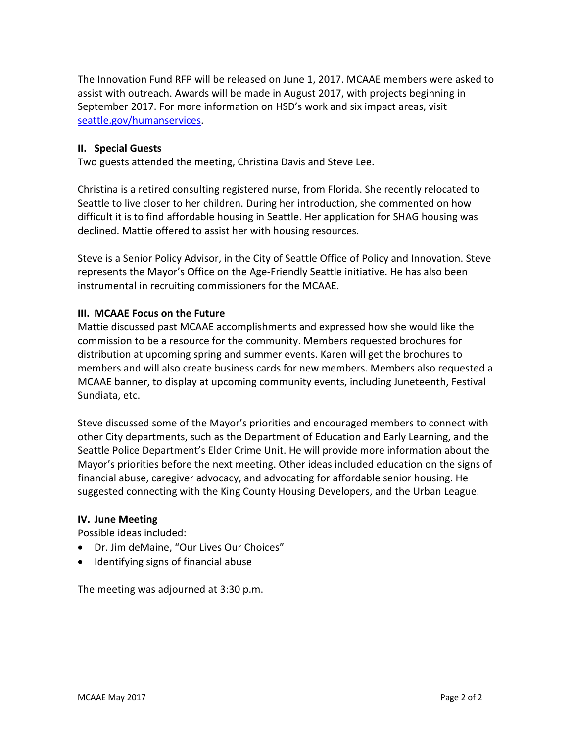The Innovation Fund RFP will be released on June 1, 2017. MCAAE members were asked to assist with outreach. Awards will be made in August 2017, with projects beginning in September 2017. For more information on HSD's work and six impact areas, visit [seattle.gov/humanservices](seattle.gov/humanservices).

### II. Special Guests

Two guests attended the meeting, Christina Davis and Steve Lee.

Christina is a retired consulting registered nurse, from Florida. She recently relocated to Seattle to live closer to her children. During her introduction, she commented on how difficult it is to find affordable housing in Seattle. Her application for SHAG housing was declined. Mattie offered to assist her with housing resources.

Steve is a Senior Policy Advisor, in the City of Seattle Office of Policy and Innovation. Steve represents the Mayor's Office on the Age-Friendly Seattle initiative. He has also been instrumental in recruiting commissioners for the MCAAE.

### III. MCAAE Focus on the Future

Mattie discussed past MCAAE accomplishments and expressed how she would like the commission to be a resource for the community. Members requested brochures for distribution at upcoming spring and summer events. Karen will get the brochures to members and will also create business cards for new members. Members also requested a MCAAE banner, to display at upcoming community events, including Juneteenth, Festival Sundiata, etc.

Steve discussed some of the Mayor's priorities and encouraged members to connect with other City departments, such as the Department of Education and Early Learning, and the Seattle Police Department's Elder Crime Unit. He will provide more information about the Mayor's priorities before the next meeting. Other ideas included education on the signs of financial abuse, caregiver advocacy, and advocating for affordable senior housing. He suggested connecting with the King County Housing Developers, and the Urban League.

### IV. June Meeting

Possible ideas included:

- Dr. Jim deMaine, "Our Lives Our Choices"
- Identifying signs of financial abuse

The meeting was adjourned at 3:30 p.m.